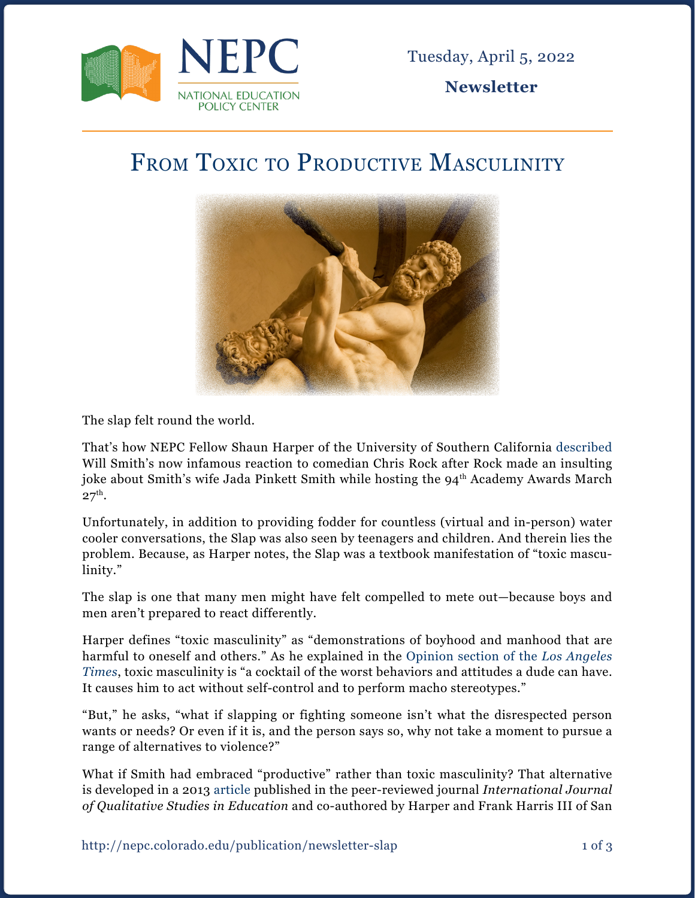NEPC

NATIONAL EDUCATION POLICY CENTER

Tuesday, April 5, 2022

**Newsletter**

# From Toxic to Productive Masculinity

The slap felt round the world.

That's how NEPC Fellow Shaun Harper of the University of Southern California described Will Smith's now infamous reaction to comedian Chris Rock after Rock made an insulting joke about Smith's wife Jada Pinkett Smith while hosting the 94th Academy Awards March 27th.

Unfortunately, in addition to providing fodder for countless (virtual and in-person) water cooler conversations, the Slap was also seen by teenagers and children. And therein lies the problem. Because, as Harper notes, the Slap was a textbook manifestation of "toxic masculinity."

The slap is one that many men might have felt compelled to mete out—because boys and men aren't prepared to react differently.

Harper defines "toxic masculinity" as "demonstrations of boyhood and manhood that are harmful to oneself and others." As he explained in the Opinion section of the *Los Angeles Times*, toxic masculinity is "a cocktail of the worst behaviors and attitudes a dude can have. It causes him to act without self-control and to perform macho stereotypes."

"But," he asks, "what if slapping or fighting someone isn't what the disrespected person wants or needs? Or even if it is, and the person says so, why not take a moment to pursue a range of alternatives to violence?"

What if Smith had embraced "productive" rather than toxic masculinity? That alternative is developed in a 2013 article published in the peer-reviewed journal *International Journal of Qualitative Studies in Education* and co-authored by Harper and Frank Harris III of San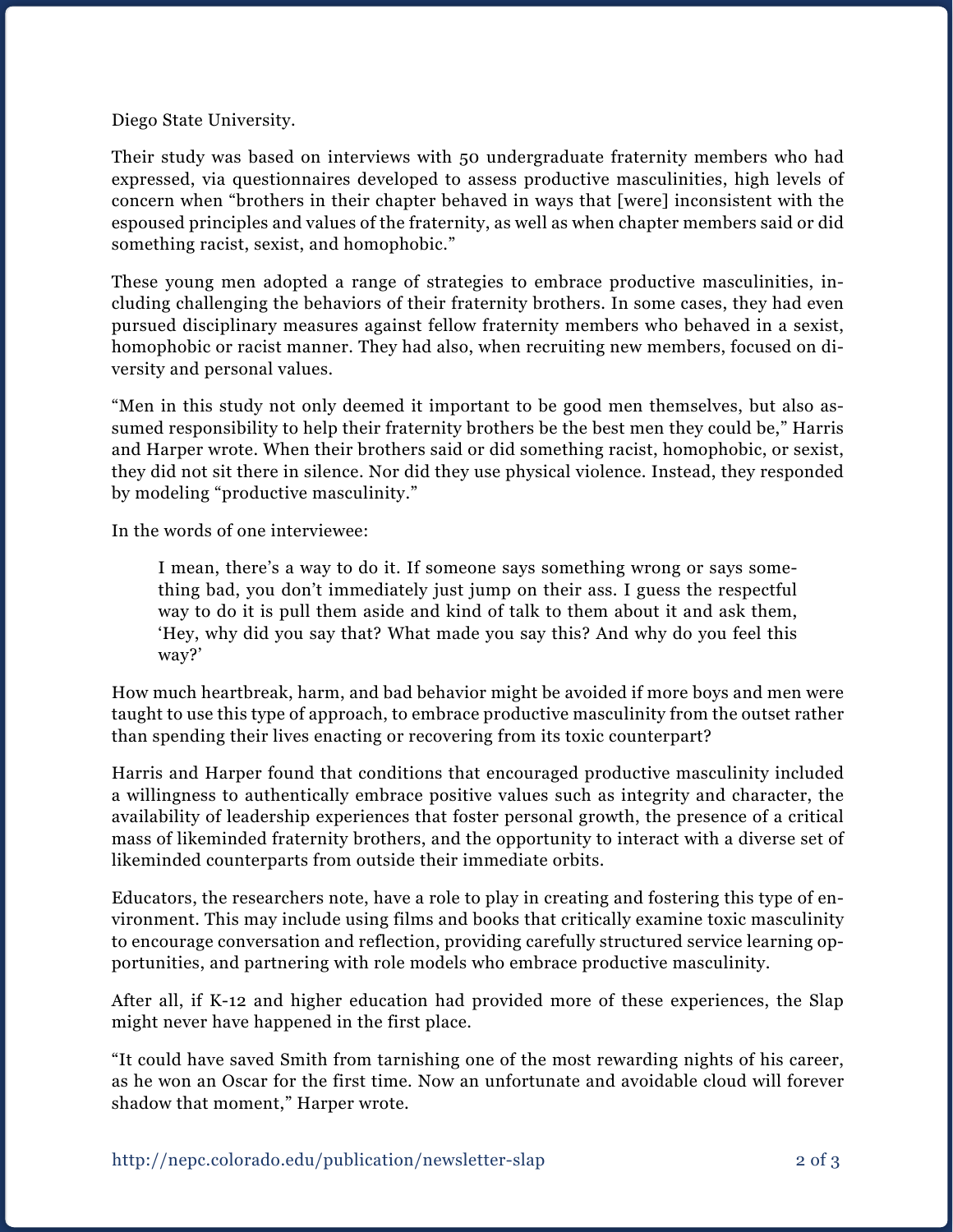Diego State University.

Their study was based on interviews with 50 undergraduate fraternity members who had expressed, via questionnaires developed to assess productive masculinities, high levels of concern when "brothers in their chapter behaved in ways that [were] inconsistent with the espoused principles and values of the fraternity, as well as when chapter members said or did something racist, sexist, and homophobic."

These young men adopted a range of strategies to embrace productive masculinities, including challenging the behaviors of their fraternity brothers. In some cases, they had even pursued disciplinary measures against fellow fraternity members who behaved in a sexist, homophobic or racist manner. They had also, when recruiting new members, focused on diversity and personal values.

"Men in this study not only deemed it important to be good men themselves, but also assumed responsibility to help their fraternity brothers be the best men they could be," Harris and Harper wrote. When their brothers said or did something racist, homophobic, or sexist, they did not sit there in silence. Nor did they use physical violence. Instead, they responded by modeling "productive masculinity."

In the words of one interviewee:

> I mean, there's a way to do it. If someone says something wrong or says something bad, you don't immediately just jump on their ass. I guess the respectful way to do it is pull them aside and kind of talk to them about it and ask them, 'Hey, why did you say that? What made you say this? And why do you feel this way?'

How much heartbreak, harm, and bad behavior might be avoided if more boys and men were taught to use this type of approach, to embrace productive masculinity from the outset rather than spending their lives enacting or recovering from its toxic counterpart?

Harris and Harper found that conditions that encouraged productive masculinity included a willingness to authentically embrace positive values such as integrity and character, the availability of leadership experiences that foster personal growth, the presence of a critical mass of likeminded fraternity brothers, and the opportunity to interact with a diverse set of likeminded counterparts from outside their immediate orbits.

Educators, the researchers note, have a role to play in creating and fostering this type of environment. This may include using films and books that critically examine toxic masculinity to encourage conversation and reflection, providing carefully structured service learning opportunities, and partnering with role models who embrace productive masculinity.

After all, if K-12 and higher education had provided more of these experiences, the Slap might never have happened in the first place.

"It could have saved Smith from tarnishing one of the most rewarding nights of his career, as he won an Oscar for the first time. Now an unfortunate and avoidable cloud will forever shadow that moment," Harper wrote.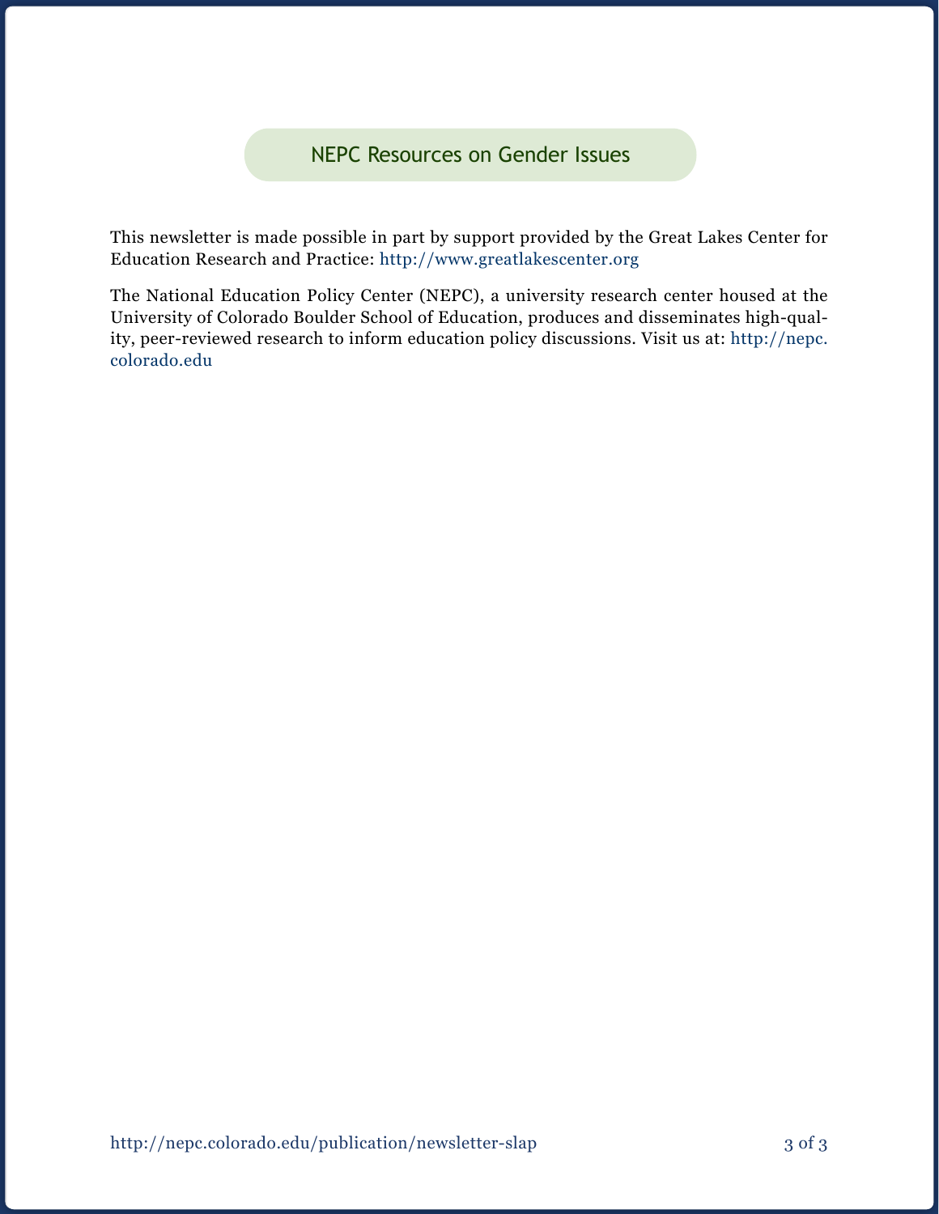## NEPC Resources on Gender Issues

This newsletter is made possible in part by support provided by the Great Lakes Center for Education Research and Practice: http://www.greatlakescenter.org

The National Education Policy Center (NEPC), a university research center housed at the University of Colorado Boulder School of Education, produces and disseminates high-quality, peer-reviewed research to inform education policy discussions. Visit us at: http://nepc.colorado.edu